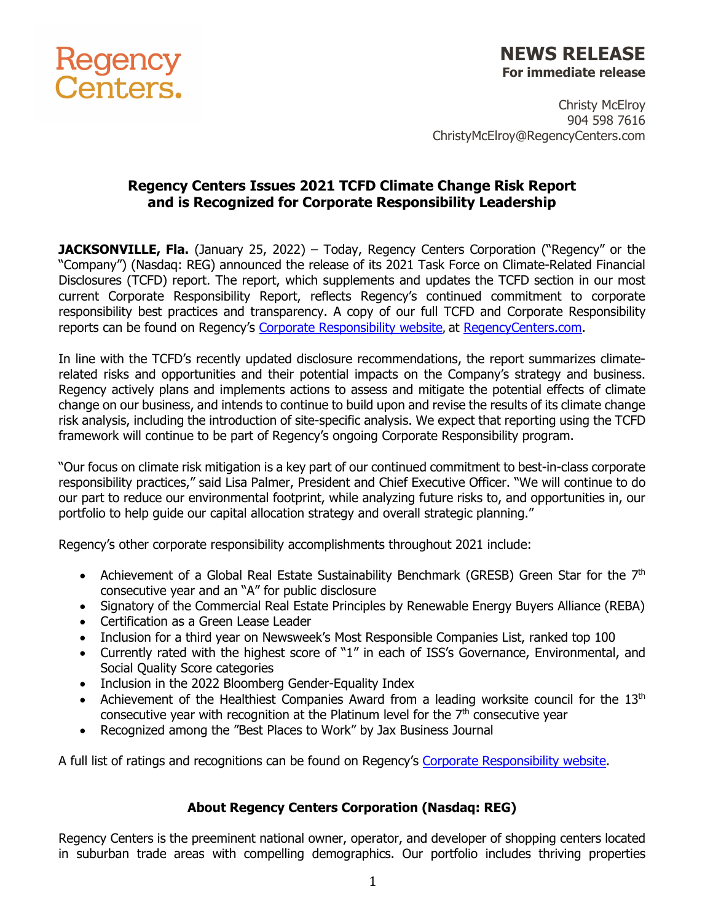Regency Centers.

# NEWS RELEASE

**For immediate release**

Christy McElroy
904 598 7616
ChristyMcElroy@RegencyCenters.com

## Regency Centers Issues 2021 TCFD Climate Change Risk Report and is Recognized for Corporate Responsibility Leadership

**JACKSONVILLE, Fla.** (January 25, 2022) – Today, Regency Centers Corporation ("Regency" or the "Company") (Nasdaq: REG) announced the release of its 2021 Task Force on Climate-Related Financial Disclosures (TCFD) report. The report, which supplements and updates the TCFD section in our most current Corporate Responsibility Report, reflects Regency's continued commitment to corporate responsibility best practices and transparency. A copy of our full TCFD and Corporate Responsibility reports can be found on Regency's Corporate Responsibility website, at RegencyCenters.com.

In line with the TCFD's recently updated disclosure recommendations, the report summarizes climate-related risks and opportunities and their potential impacts on the Company's strategy and business. Regency actively plans and implements actions to assess and mitigate the potential effects of climate change on our business, and intends to continue to build upon and revise the results of its climate change risk analysis, including the introduction of site-specific analysis. We expect that reporting using the TCFD framework will continue to be part of Regency's ongoing Corporate Responsibility program.

"Our focus on climate risk mitigation is a key part of our continued commitment to best-in-class corporate responsibility practices," said Lisa Palmer, President and Chief Executive Officer. "We will continue to do our part to reduce our environmental footprint, while analyzing future risks to, and opportunities in, our portfolio to help guide our capital allocation strategy and overall strategic planning."

Regency's other corporate responsibility accomplishments throughout 2021 include:

- Achievement of a Global Real Estate Sustainability Benchmark (GRESB) Green Star for the 7th consecutive year and an "A" for public disclosure
- Signatory of the Commercial Real Estate Principles by Renewable Energy Buyers Alliance (REBA)
- Certification as a Green Lease Leader
- Inclusion for a third year on Newsweek's Most Responsible Companies List, ranked top 100
- Currently rated with the highest score of "1" in each of ISS's Governance, Environmental, and Social Quality Score categories
- Inclusion in the 2022 Bloomberg Gender-Equality Index
- Achievement of the Healthiest Companies Award from a leading worksite council for the 13th consecutive year with recognition at the Platinum level for the 7th consecutive year
- Recognized among the "Best Places to Work" by Jax Business Journal

A full list of ratings and recognitions can be found on Regency's Corporate Responsibility website.

### About Regency Centers Corporation (Nasdaq: REG)

Regency Centers is the preeminent national owner, operator, and developer of shopping centers located in suburban trade areas with compelling demographics. Our portfolio includes thriving properties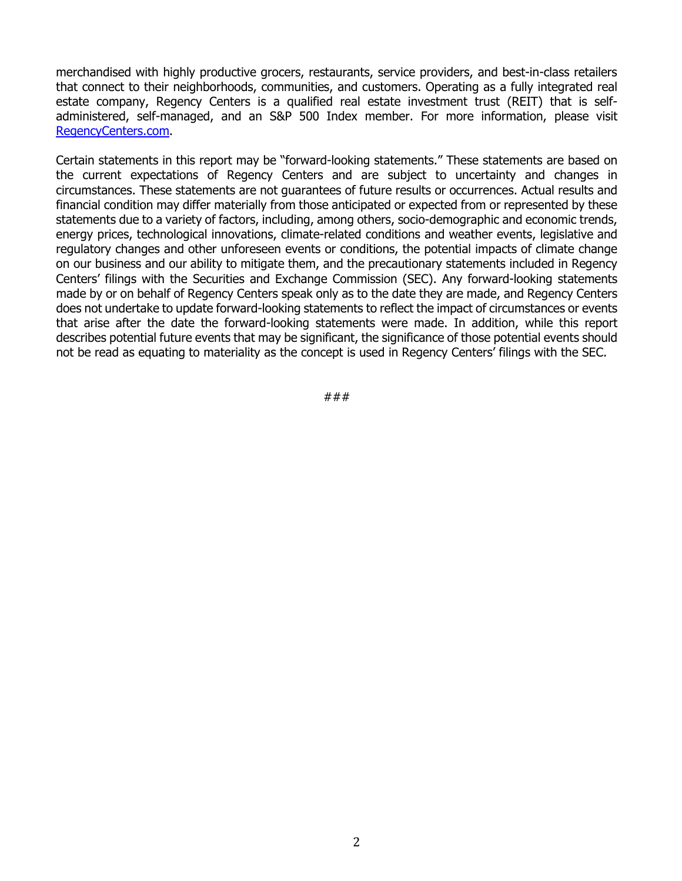merchandised with highly productive grocers, restaurants, service providers, and best-in-class retailers that connect to their neighborhoods, communities, and customers. Operating as a fully integrated real estate company, Regency Centers is a qualified real estate investment trust (REIT) that is self-administered, self-managed, and an S&P 500 Index member. For more information, please visit [RegencyCenters.com](RegencyCenters.com).

Certain statements in this report may be "forward-looking statements." These statements are based on the current expectations of Regency Centers and are subject to uncertainty and changes in circumstances. These statements are not guarantees of future results or occurrences. Actual results and financial condition may differ materially from those anticipated or expected from or represented by these statements due to a variety of factors, including, among others, socio-demographic and economic trends, energy prices, technological innovations, climate-related conditions and weather events, legislative and regulatory changes and other unforeseen events or conditions, the potential impacts of climate change on our business and our ability to mitigate them, and the precautionary statements included in Regency Centers' filings with the Securities and Exchange Commission (SEC). Any forward-looking statements made by or on behalf of Regency Centers speak only as to the date they are made, and Regency Centers does not undertake to update forward-looking statements to reflect the impact of circumstances or events that arise after the date the forward-looking statements were made. In addition, while this report describes potential future events that may be significant, the significance of those potential events should not be read as equating to materiality as the concept is used in Regency Centers' filings with the SEC.

###